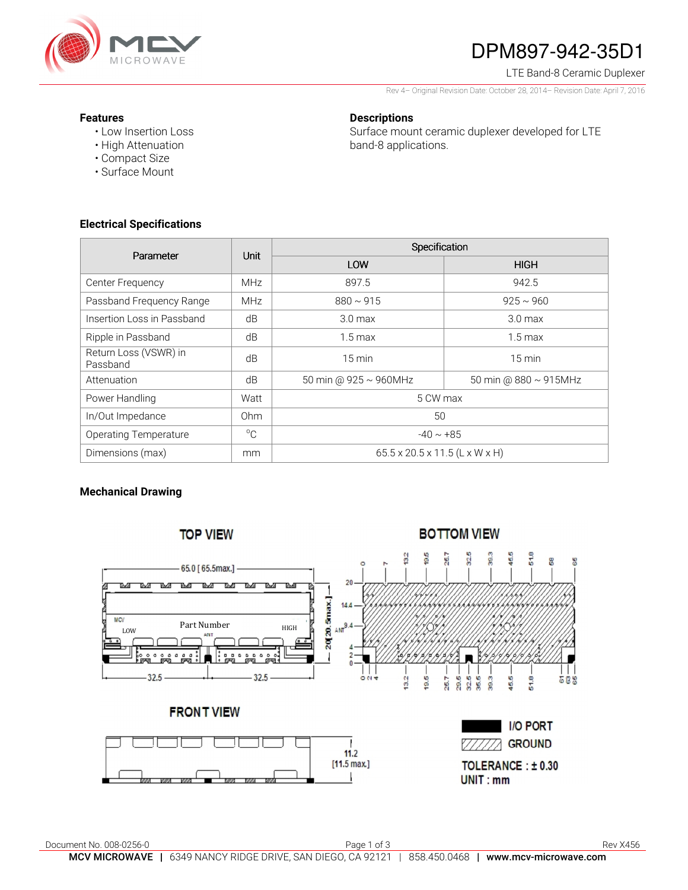# DPM897-942-35D1

LTE Band-8 Ceramic Duplexer

Rev 4– Original Revision Date: October 28, 2014– Revision Date: April 7, 2016

**Features**

- Low Insertion Loss
- High Attenuation
- Compact Size
- Surface Mount

**Descriptions**

Surface mount ceramic duplexer developed for LTE band-8 applications.

## Electrical Specifications

| Parameter | Unit | Specification | |
|---|---|---|---|
| | | LOW | HIGH |
| Center Frequency | MHz | 897.5 | 942.5 |
| Passband Frequency Range | MHz | 880 ~ 915 | 925 ~ 960 |
| Insertion Loss in Passband | dB | 3.0 max | 3.0 max |
| Ripple in Passband | dB | 1.5 max | 1.5 max |
| Return Loss (VSWR) in Passband | dB | 15 min | 15 min |
| Attenuation | dB | 50 min @ 925 ~ 960MHz | 50 min @ 880 ~ 915MHz |
| Power Handling | Watt | 5 CW max | |
| In/Out Impedance | Ohm | 50 | |
| Operating Temperature | °C | -40 ~ +85 | |
| Dimensions (max) | mm | 65.5 x 20.5 x 11.5 (L x W x H) | |

## Mechanical Drawing

TOP VIEW

65.0 [ 65.5max.]

MCV LOW Part Number ANT HIGH

20[20.5max.]

32.5 32.5

BOTTOM VIEW

0 7 13.2 19.5 25.7 32.5 39.3 45.5 51.8 58 65

20 14.4 ANT 9.4 4 2 0

0 2 4 13.2 19.5 25.7 29.5 32.5 35.5 39.3 45.5 51.8 61 63 65

FRONT VIEW

11.2 [11.5 max.]

I/O PORT

GROUND

TOLERANCE : ± 0.30

UNIT : mm

Document No. 008-0256-0

Rev X456

**MCV MICROWAVE** | 6349 NANCY RIDGE DRIVE, SAN DIEGO, CA 92121 | 858.450.0468 | **www.mcv-microwave.com**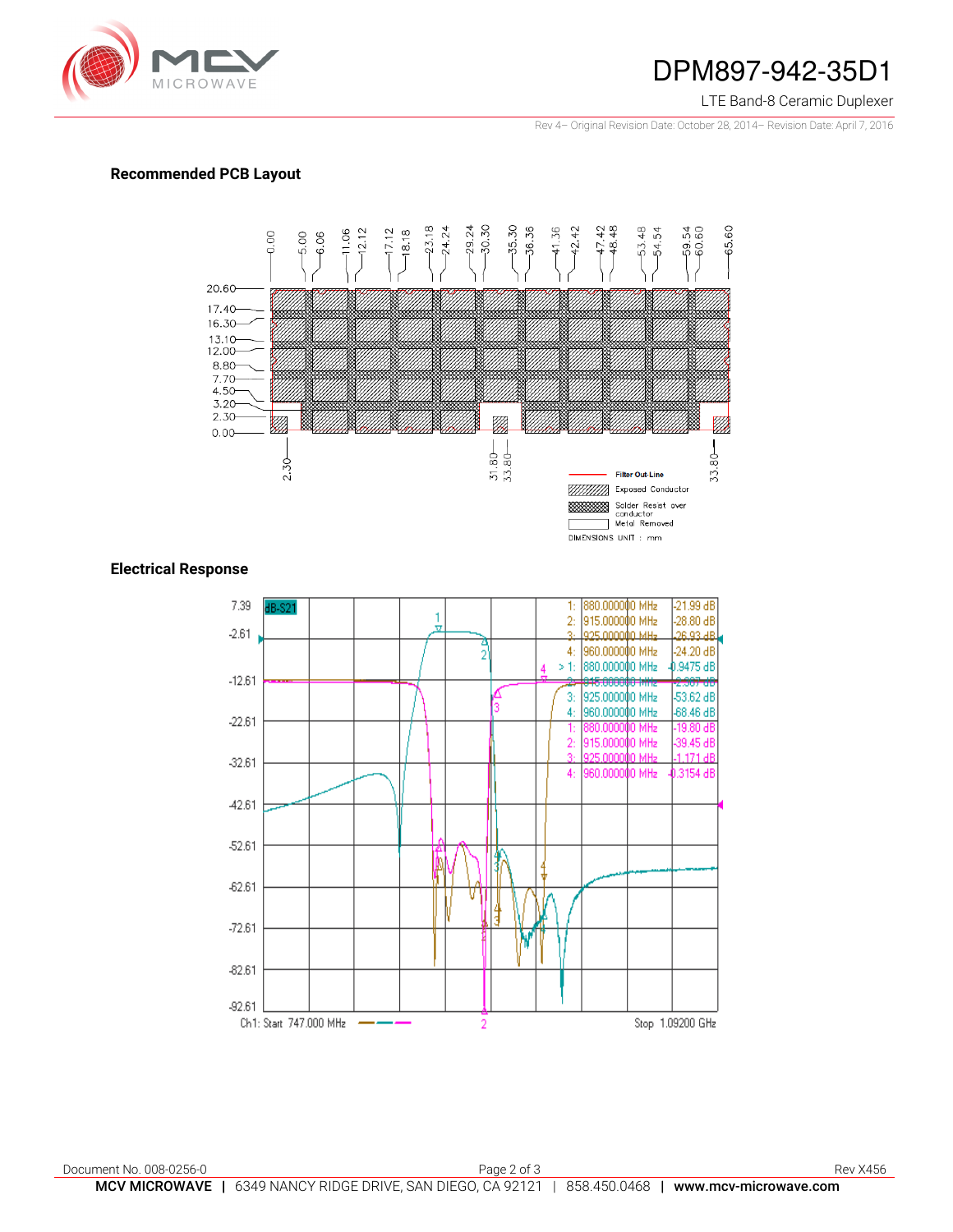## Recommended PCB Layout

## Electrical Response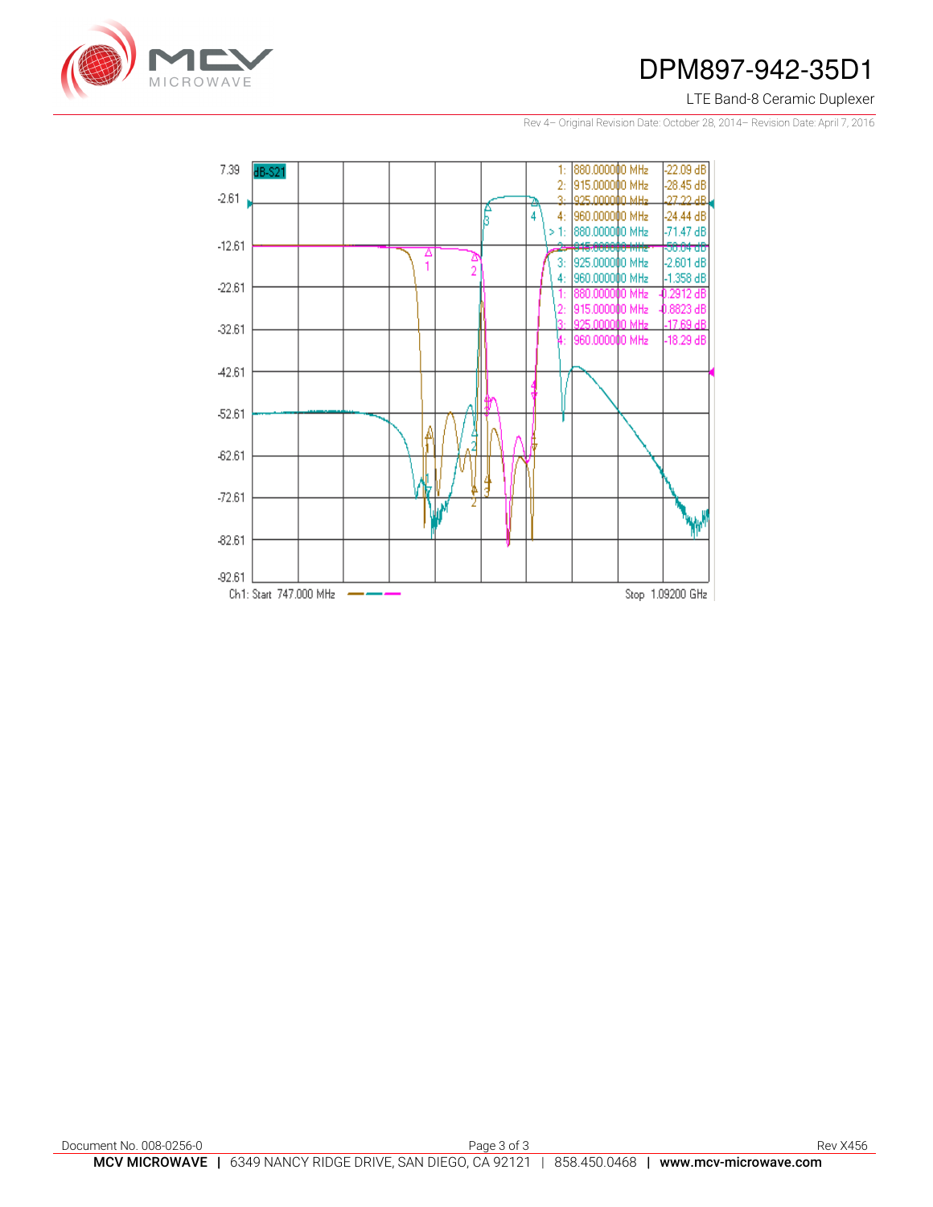7.39
dB-S21
-2.61
-12.61
-22.61
-32.61
-42.61
-52.61
-62.61
-72.61
-82.61
-92.61

1: 880.000000 MHz -22.09 dB
2: 915.000000 MHz -28.45 dB
3: 925.000000 MHz -27.22 dB
4: 960.000000 MHz -24.44 dB
> 1: 880.000000 MHz -71.47 dB
2: 915.000000 MHz -50.04 dB
3: 925.000000 MHz -2.601 dB
4: 960.000000 MHz -1.358 dB
1: 880.000000 MHz -0.2912 dB
2: 915.000000 MHz -0.8823 dB
3: 925.000000 MHz -17.69 dB
4: 960.000000 MHz -18.29 dB

Ch1: Start 747.000 MHz
Stop 1.09200 GHz